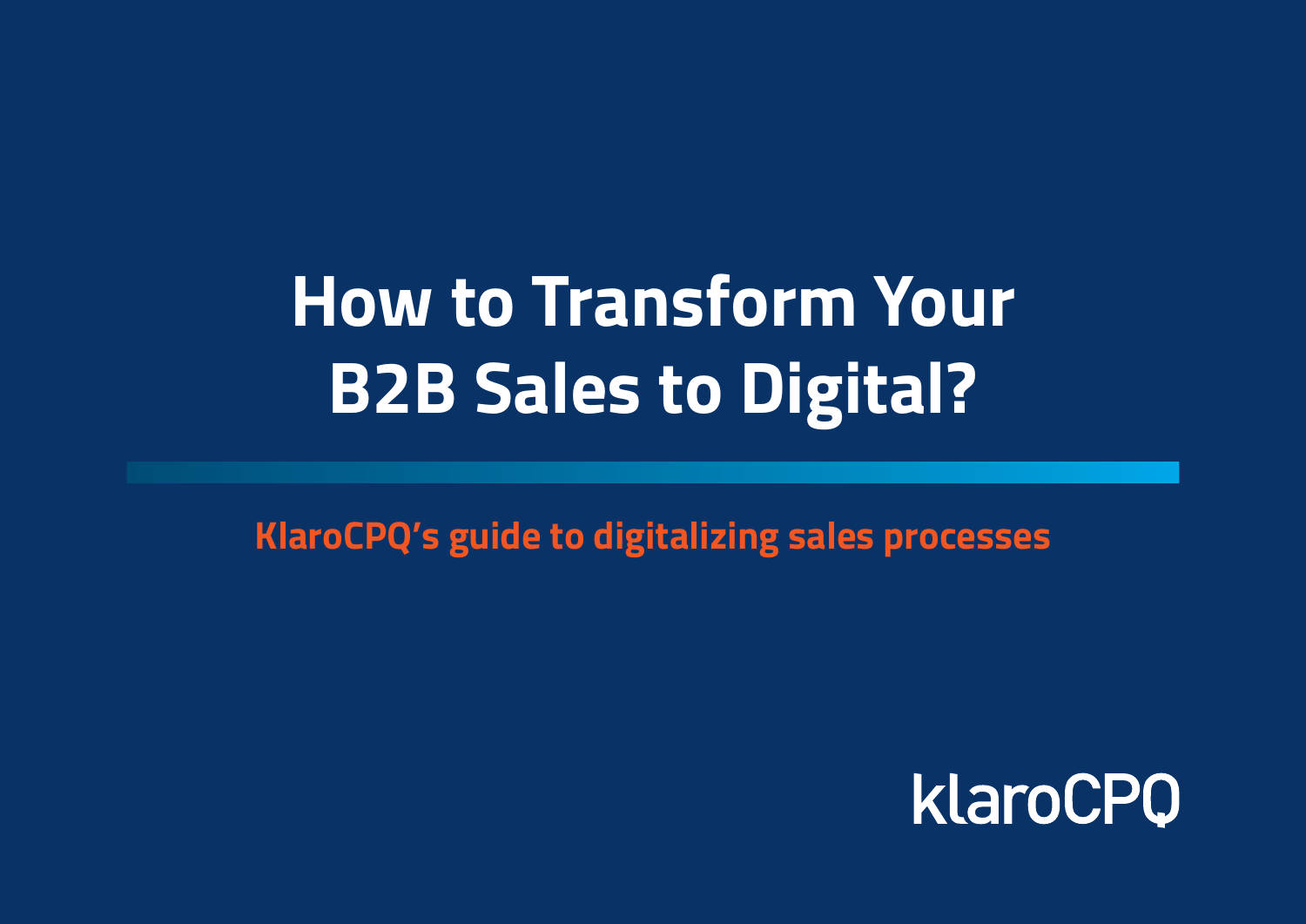# How to Transform Your B2B Sales to Digital?

**KlaroCPQ's guide to digitalizing sales processes**

klaroCPQ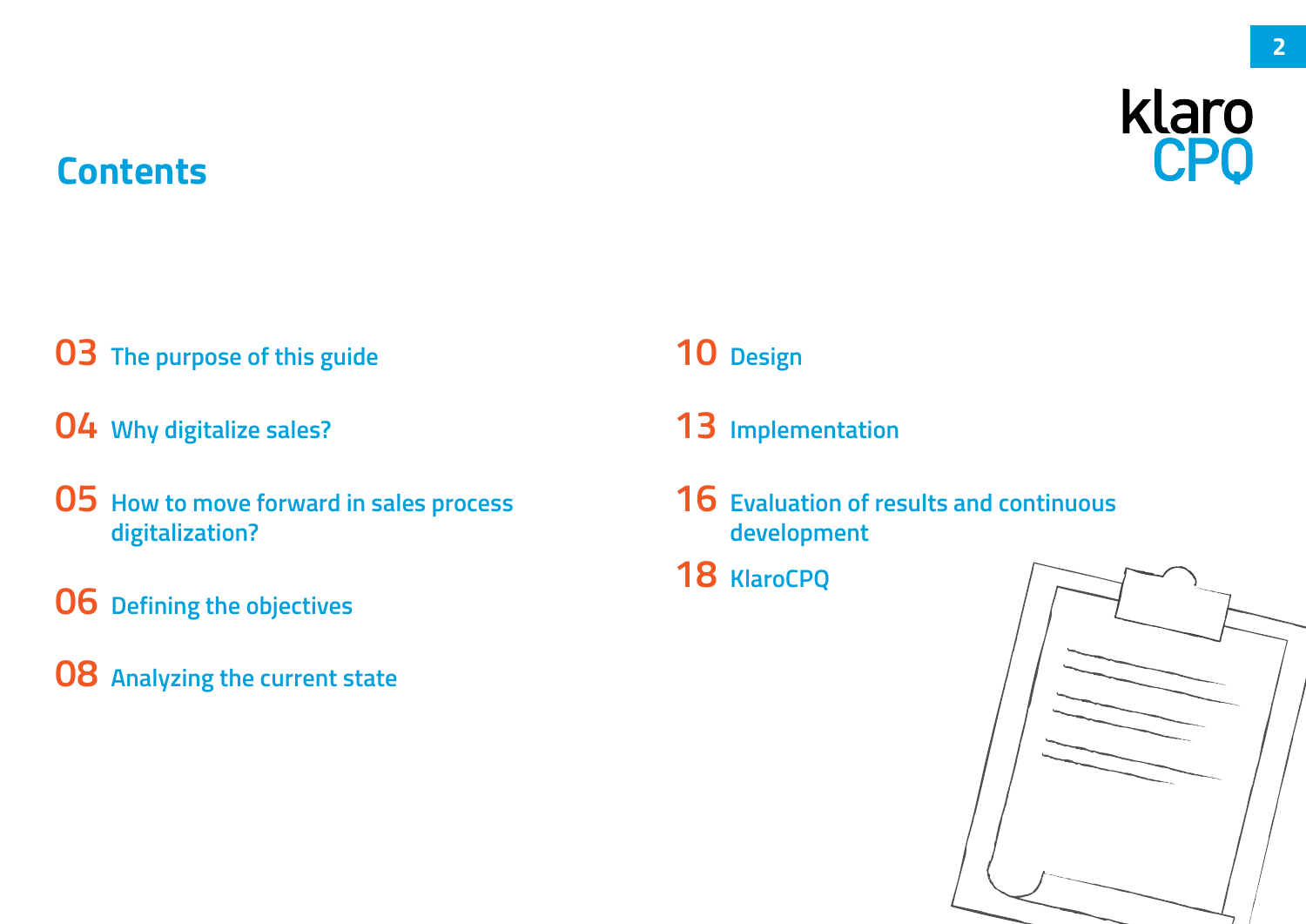# Contents

03 The purpose of this guide

04 Why digitalize sales?

05 How to move forward in sales process digitalization?

06 Defining the objectives

08 Analyzing the current state

10 Design

13 Implementation

16 Evaluation of results and continuous development

18 KlaroCPQ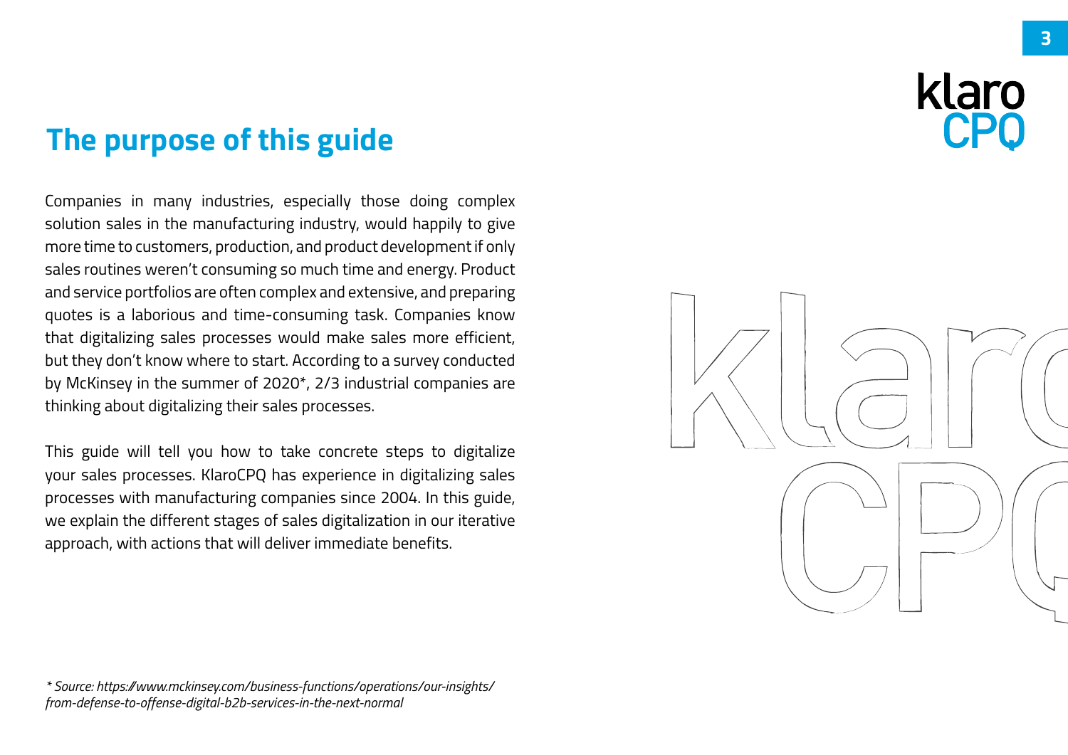## The purpose of this guide

Companies in many industries, especially those doing complex solution sales in the manufacturing industry, would happily to give more time to customers, production, and product development if only sales routines weren't consuming so much time and energy. Product and service portfolios are often complex and extensive, and preparing quotes is a laborious and time-consuming task. Companies know that digitalizing sales processes would make sales more efficient, but they don't know where to start. According to a survey conducted by McKinsey in the summer of 2020*, 2/3 industrial companies are thinking about digitalizing their sales processes.

This guide will tell you how to take concrete steps to digitalize your sales processes. KlaroCPQ has experience in digitalizing sales processes with manufacturing companies since 2004. In this guide, we explain the different stages of sales digitalization in our iterative approach, with actions that will deliver immediate benefits.

*\* Source: https://www.mckinsey.com/business-functions/operations/our-insights/from-defense-to-offense-digital-b2b-services-in-the-next-normal*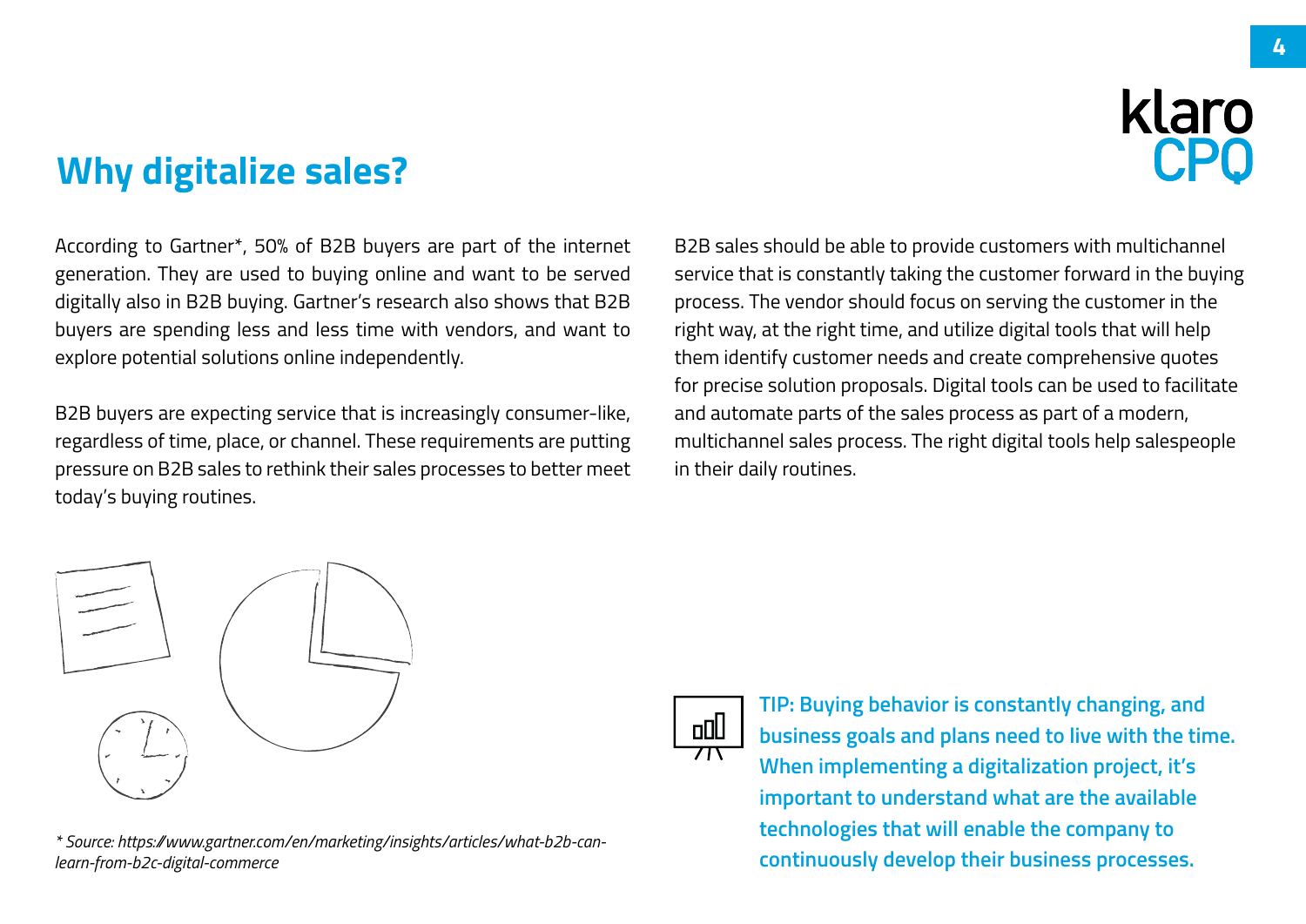## Why digitalize sales?

According to Gartner*, 50% of B2B buyers are part of the internet generation. They are used to buying online and want to be served digitally also in B2B buying. Gartner's research also shows that B2B buyers are spending less and less time with vendors, and want to explore potential solutions online independently.

B2B buyers are expecting service that is increasingly consumer-like, regardless of time, place, or channel. These requirements are putting pressure on B2B sales to rethink their sales processes to better meet today's buying routines.

B2B sales should be able to provide customers with multichannel service that is constantly taking the customer forward in the buying process. The vendor should focus on serving the customer in the right way, at the right time, and utilize digital tools that will help them identify customer needs and create comprehensive quotes for precise solution proposals. Digital tools can be used to facilitate and automate parts of the sales process as part of a modern, multichannel sales process. The right digital tools help salespeople in their daily routines.

**TIP: Buying behavior is constantly changing, and business goals and plans need to live with the time. When implementing a digitalization project, it's important to understand what are the available technologies that will enable the company to continuously develop their business processes.**

*\* Source: https://www.gartner.com/en/marketing/insights/articles/what-b2b-can-learn-from-b2c-digital-commerce*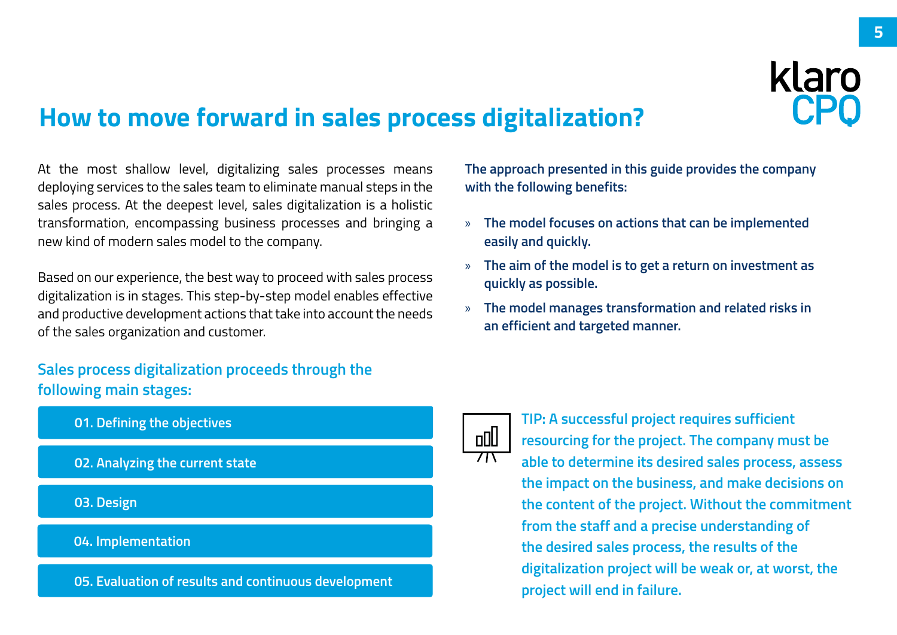# How to move forward in sales process digitalization?

At the most shallow level, digitalizing sales processes means deploying services to the sales team to eliminate manual steps in the sales process. At the deepest level, sales digitalization is a holistic transformation, encompassing business processes and bringing a new kind of modern sales model to the company.

Based on our experience, the best way to proceed with sales process digitalization is in stages. This step-by-step model enables effective and productive development actions that take into account the needs of the sales organization and customer.

## Sales process digitalization proceeds through the following main stages:

- 01. Defining the objectives
- 02. Analyzing the current state
- 03. Design
- 04. Implementation
- 05. Evaluation of results and continuous development

**The approach presented in this guide provides the company with the following benefits:**

- **The model focuses on actions that can be implemented easily and quickly.**
- **The aim of the model is to get a return on investment as quickly as possible.**
- **The model manages transformation and related risks in an efficient and targeted manner.**

**TIP: A successful project requires sufficient resourcing for the project. The company must be able to determine its desired sales process, assess the impact on the business, and make decisions on the content of the project. Without the commitment from the staff and a precise understanding of the desired sales process, the results of the digitalization project will be weak or, at worst, the project will end in failure.**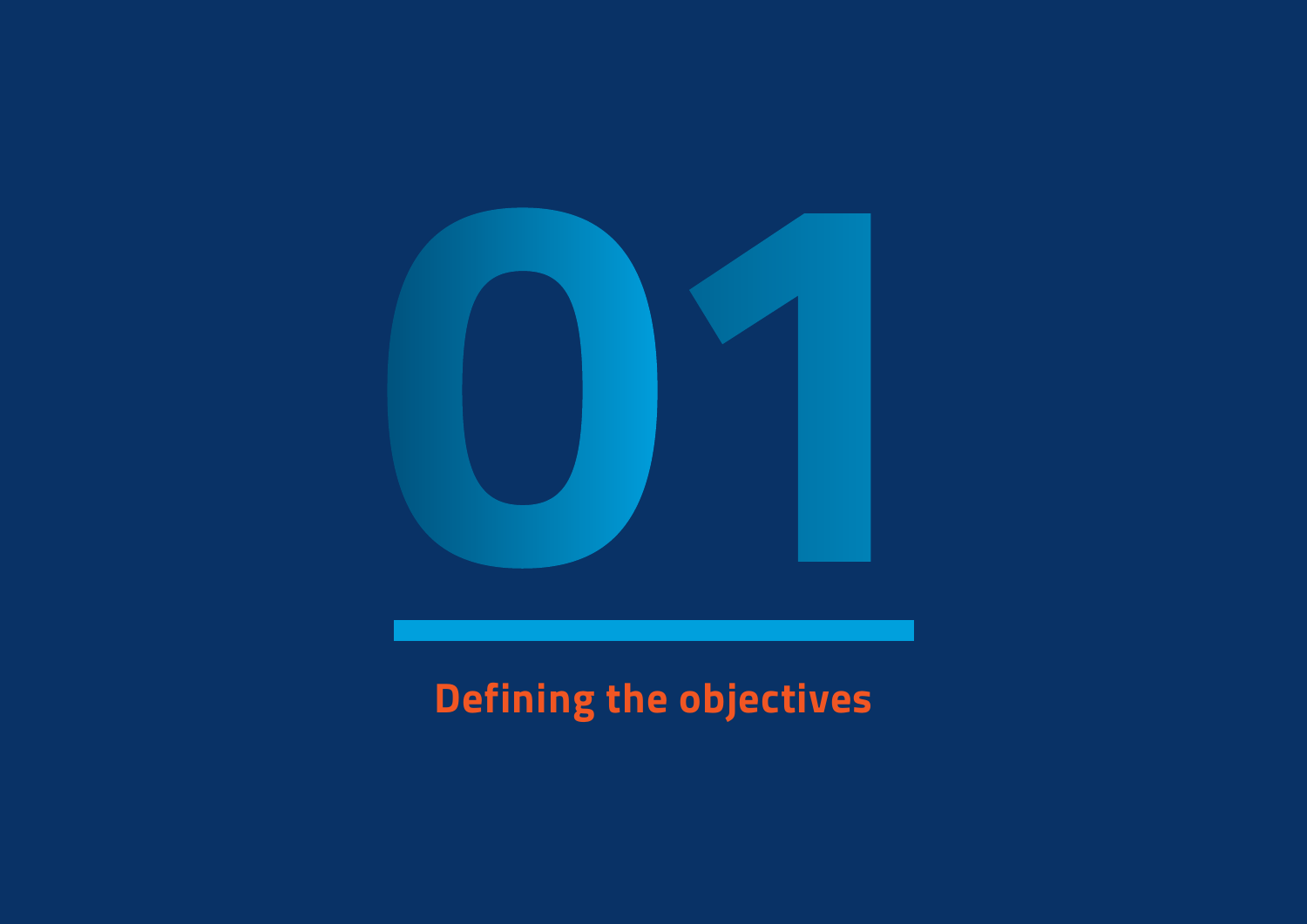# 01

## Defining the objectives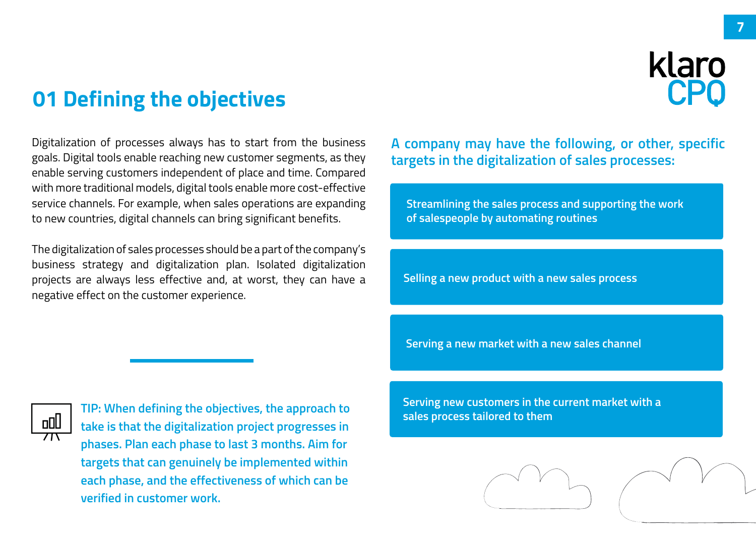## 01 Defining the objectives

Digitalization of processes always has to start from the business goals. Digital tools enable reaching new customer segments, as they enable serving customers independent of place and time. Compared with more traditional models, digital tools enable more cost-effective service channels. For example, when sales operations are expanding to new countries, digital channels can bring significant benefits.

The digitalization of sales processes should be a part of the company's business strategy and digitalization plan. Isolated digitalization projects are always less effective and, at worst, they can have a negative effect on the customer experience.

**TIP: When defining the objectives, the approach to take is that the digitalization project progresses in phases. Plan each phase to last 3 months. Aim for targets that can genuinely be implemented within each phase, and the effectiveness of which can be verified in customer work.**

**A company may have the following, or other, specific targets in the digitalization of sales processes:**

- Streamlining the sales process and supporting the work of salespeople by automating routines
- Selling a new product with a new sales process
- Serving a new market with a new sales channel
- Serving new customers in the current market with a sales process tailored to them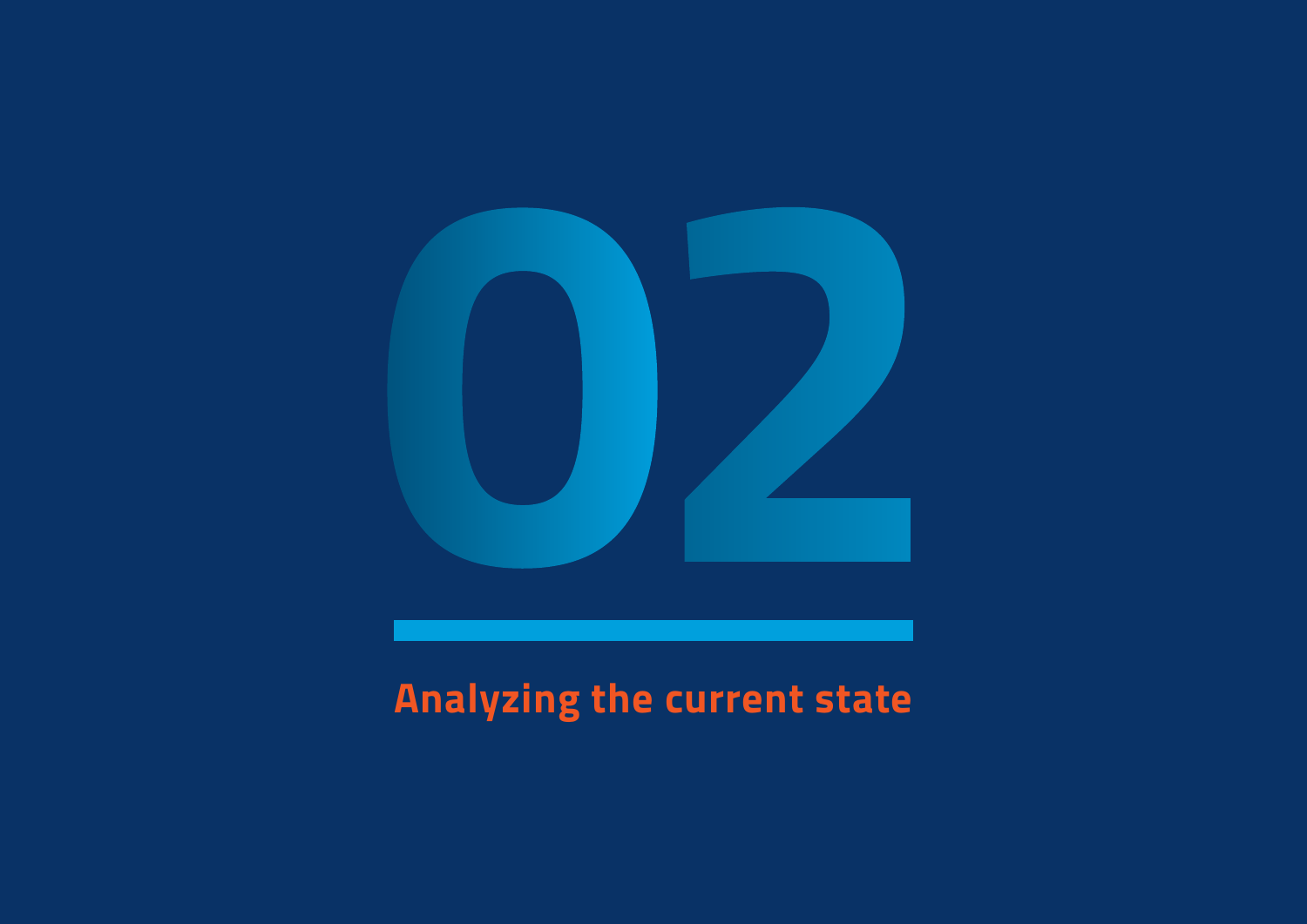# 02

## Analyzing the current state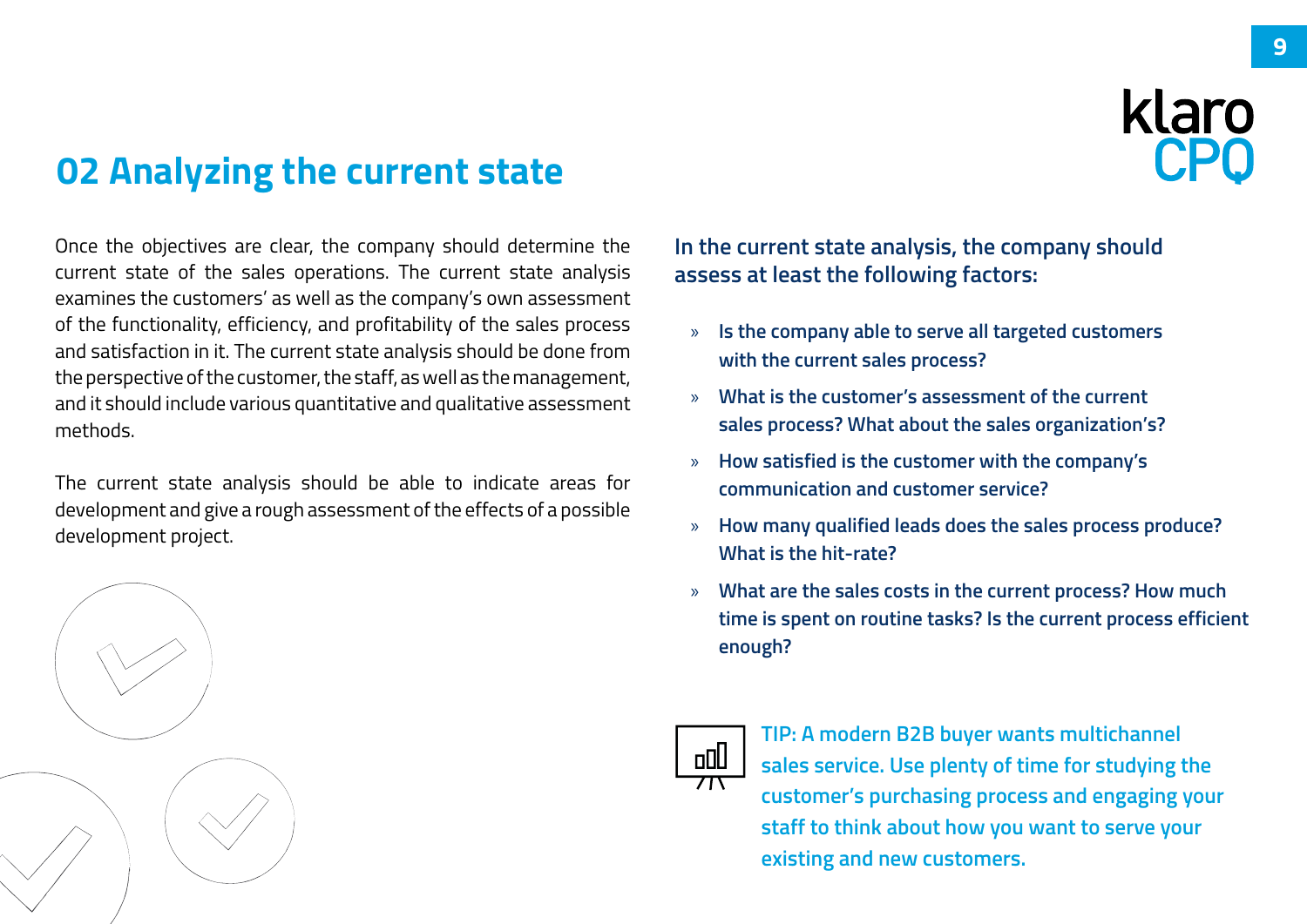## 02 Analyzing the current state

Once the objectives are clear, the company should determine the current state of the sales operations. The current state analysis examines the customers' as well as the company's own assessment of the functionality, efficiency, and profitability of the sales process and satisfaction in it. The current state analysis should be done from the perspective of the customer, the staff, as well as the management, and it should include various quantitative and qualitative assessment methods.

The current state analysis should be able to indicate areas for development and give a rough assessment of the effects of a possible development project.

**In the current state analysis, the company should assess at least the following factors:**

- **Is the company able to serve all targeted customers with the current sales process?**
- **What is the customer's assessment of the current sales process? What about the sales organization's?**
- **How satisfied is the customer with the company's communication and customer service?**
- **How many qualified leads does the sales process produce? What is the hit-rate?**
- **What are the sales costs in the current process? How much time is spent on routine tasks? Is the current process efficient enough?**

**TIP: A modern B2B buyer wants multichannel sales service. Use plenty of time for studying the customer's purchasing process and engaging your staff to think about how you want to serve your existing and new customers.**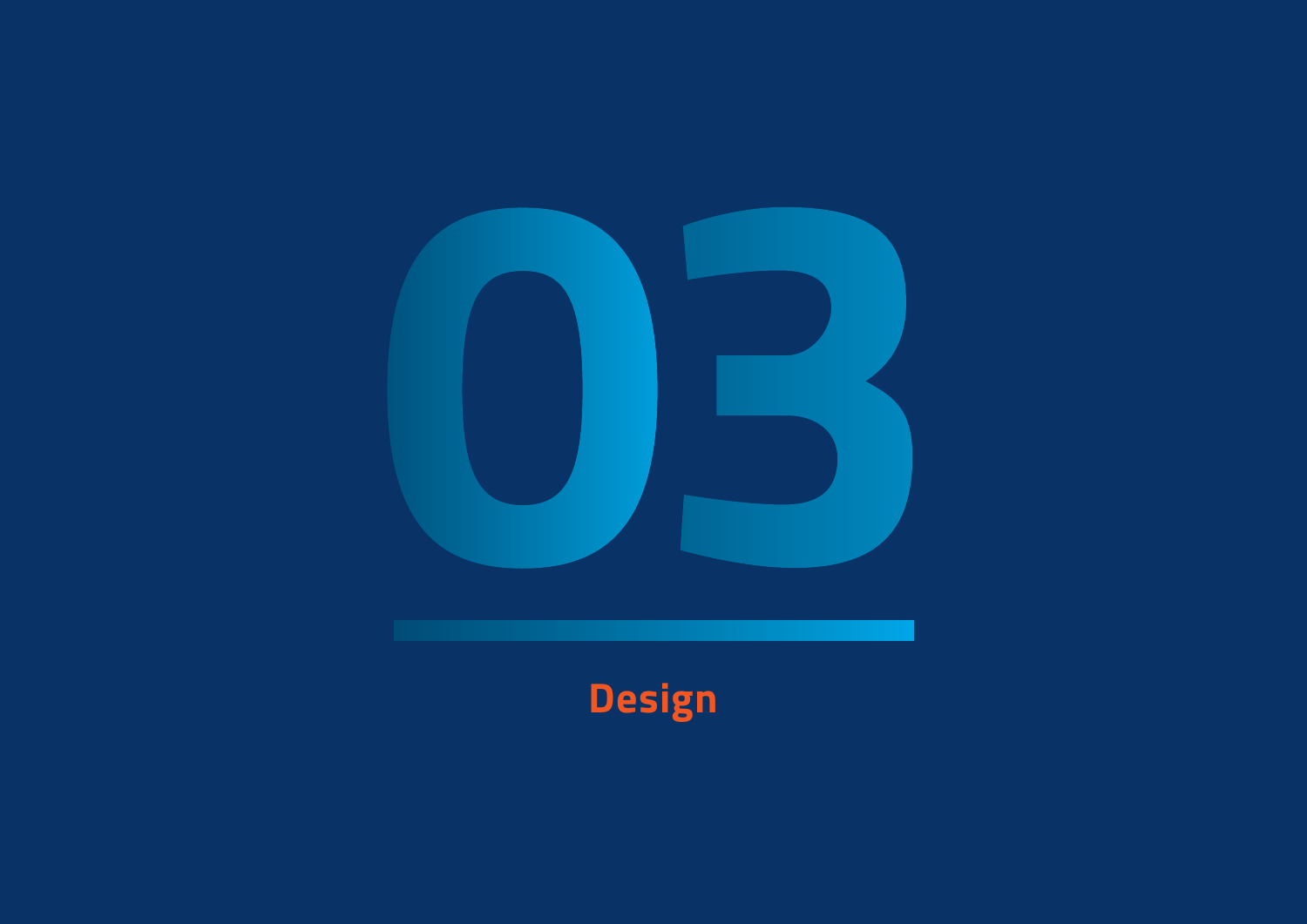# 03

## Design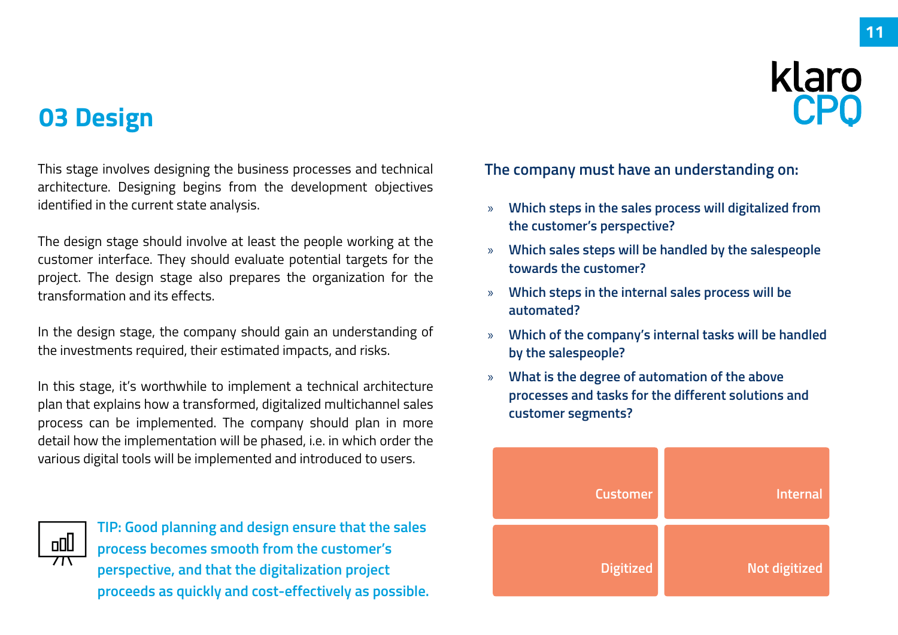# 03 Design

This stage involves designing the business processes and technical architecture. Designing begins from the development objectives identified in the current state analysis.

The design stage should involve at least the people working at the customer interface. They should evaluate potential targets for the project. The design stage also prepares the organization for the transformation and its effects.

In the design stage, the company should gain an understanding of the investments required, their estimated impacts, and risks.

In this stage, it's worthwhile to implement a technical architecture plan that explains how a transformed, digitalized multichannel sales process can be implemented. The company should plan in more detail how the implementation will be phased, i.e. in which order the various digital tools will be implemented and introduced to users.

**TIP: Good planning and design ensure that the sales process becomes smooth from the customer's perspective, and that the digitalization project proceeds as quickly and cost-effectively as possible.**

## The company must have an understanding on:

- **Which steps in the sales process will digitalized from the customer's perspective?**
- **Which sales steps will be handled by the salespeople towards the customer?**
- **Which steps in the internal sales process will be automated?**
- **Which of the company's internal tasks will be handled by the salespeople?**
- **What is the degree of automation of the above processes and tasks for the different solutions and customer segments?**

| Customer | Internal |
|---|---|
| Digitized | Not digitized |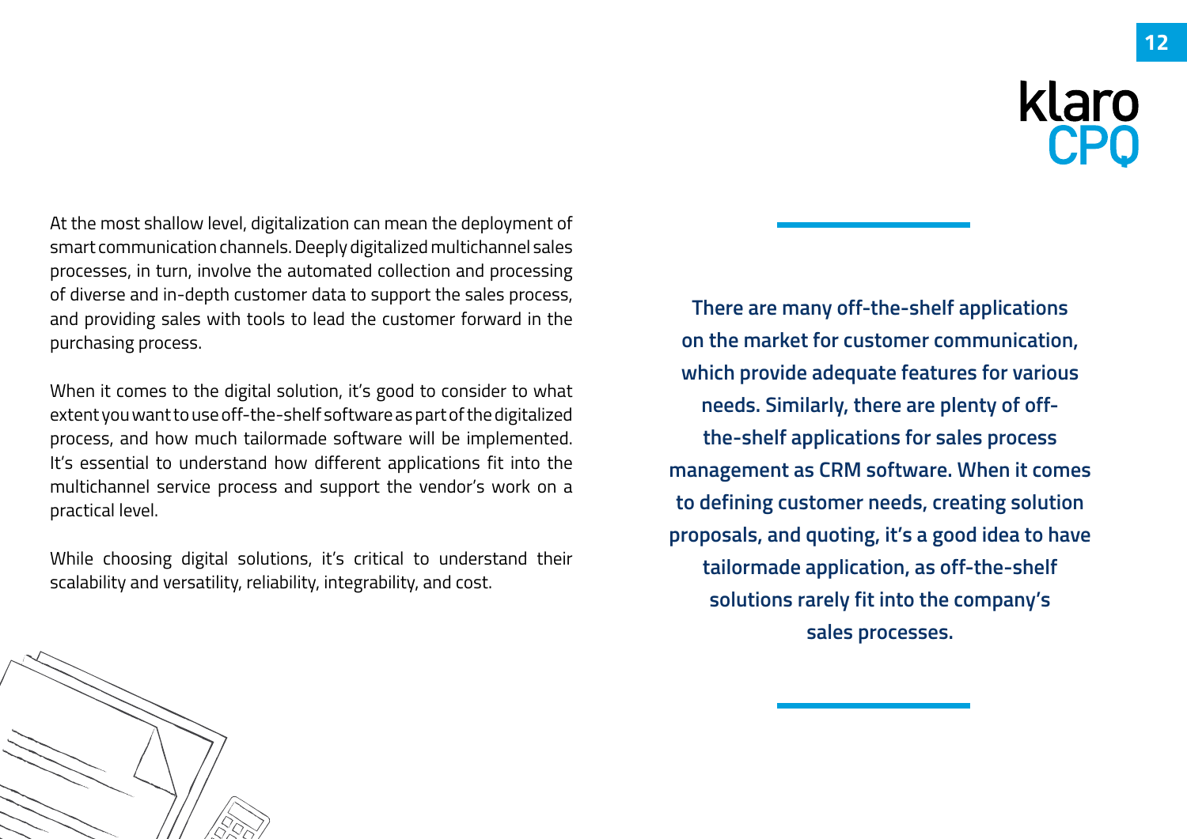At the most shallow level, digitalization can mean the deployment of smart communication channels. Deeply digitalized multichannel sales processes, in turn, involve the automated collection and processing of diverse and in-depth customer data to support the sales process, and providing sales with tools to lead the customer forward in the purchasing process.

When it comes to the digital solution, it's good to consider to what extent you want to use off-the-shelf software as part of the digitalized process, and how much tailormade software will be implemented. It's essential to understand how different applications fit into the multichannel service process and support the vendor's work on a practical level.

While choosing digital solutions, it's critical to understand their scalability and versatility, reliability, integrability, and cost.

**There are many off-the-shelf applications on the market for customer communication, which provide adequate features for various needs. Similarly, there are plenty of off-the-shelf applications for sales process management as CRM software. When it comes to defining customer needs, creating solution proposals, and quoting, it's a good idea to have tailormade application, as off-the-shelf solutions rarely fit into the company's sales processes.**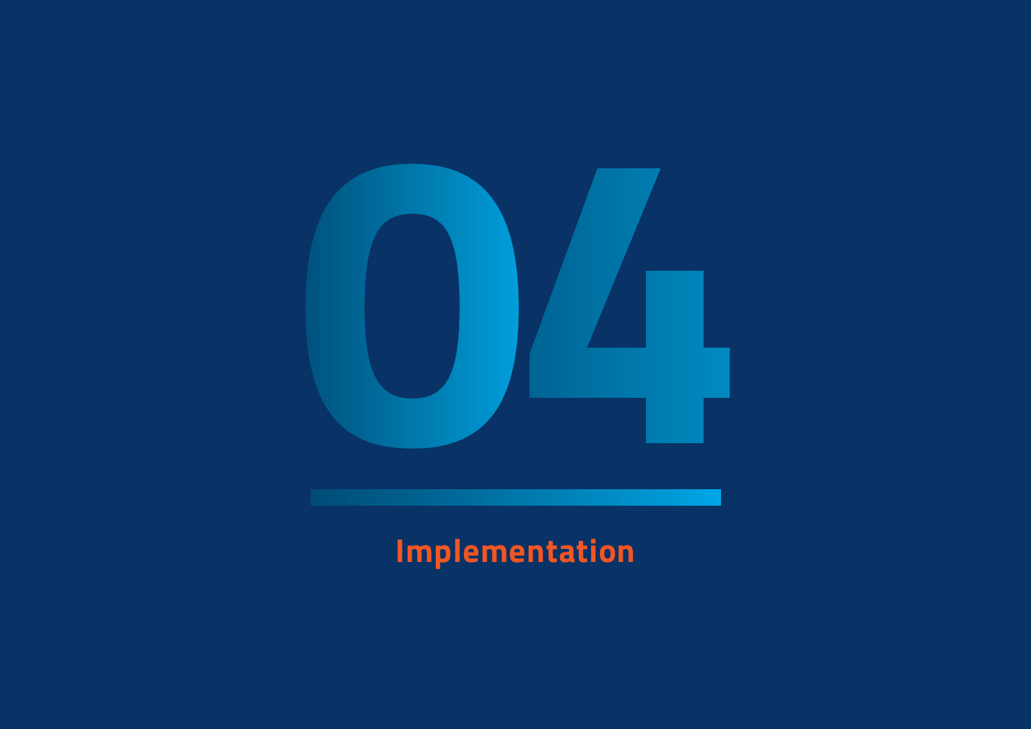# 04

## Implementation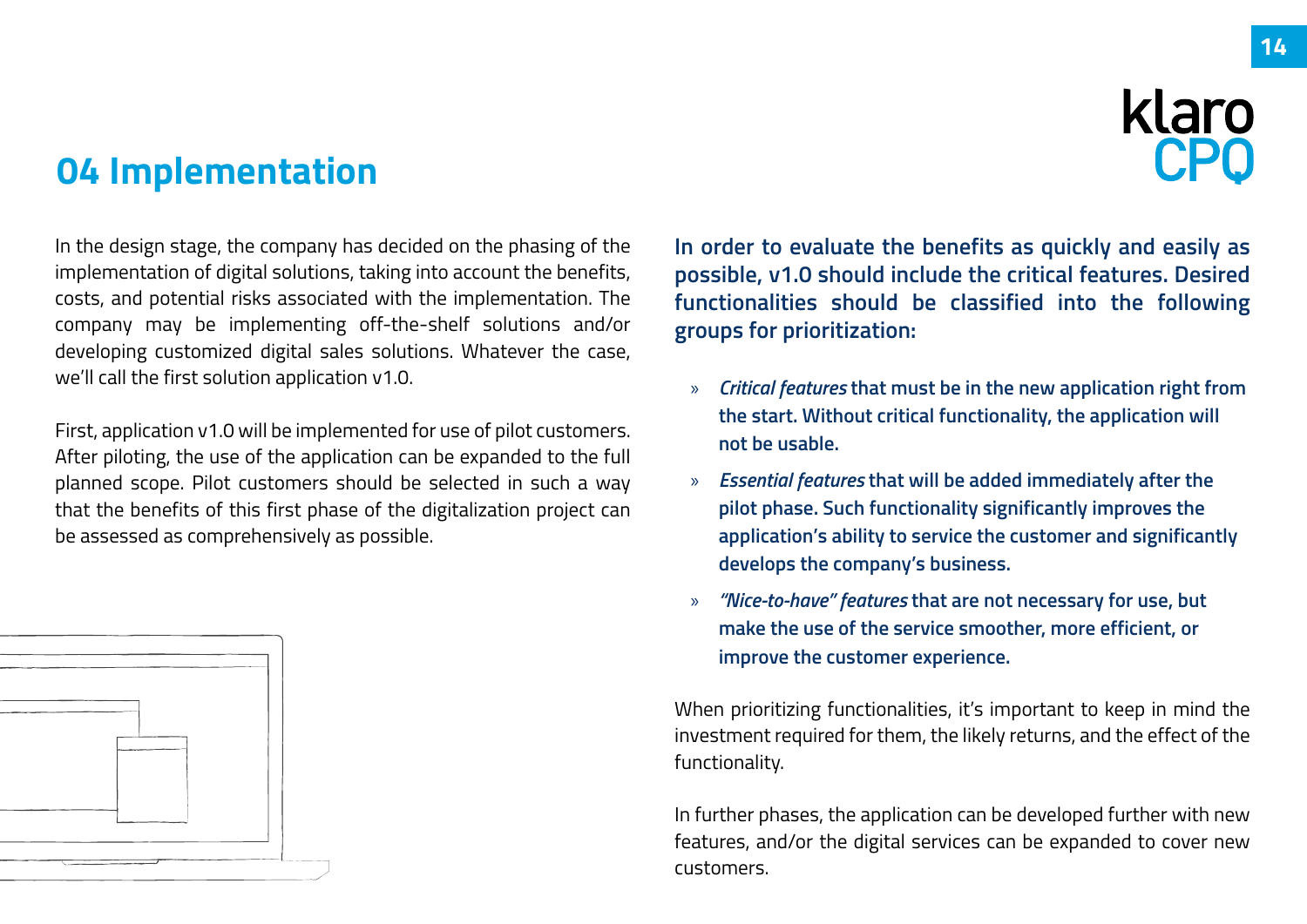# 04 Implementation

In the design stage, the company has decided on the phasing of the implementation of digital solutions, taking into account the benefits, costs, and potential risks associated with the implementation. The company may be implementing off-the-shelf solutions and/or developing customized digital sales solutions. Whatever the case, we'll call the first solution application v1.0.

First, application v1.0 will be implemented for use of pilot customers. After piloting, the use of the application can be expanded to the full planned scope. Pilot customers should be selected in such a way that the benefits of this first phase of the digitalization project can be assessed as comprehensively as possible.

**In order to evaluate the benefits as quickly and easily as possible, v1.0 should include the critical features. Desired functionalities should be classified into the following groups for prioritization:**

- ***Critical features*** **that must be in the new application right from the start. Without critical functionality, the application will not be usable.**
- ***Essential features*** **that will be added immediately after the pilot phase. Such functionality significantly improves the application's ability to service the customer and significantly develops the company's business.**
- ***"Nice-to-have" features*** **that are not necessary for use, but make the use of the service smoother, more efficient, or improve the customer experience.**

When prioritizing functionalities, it's important to keep in mind the investment required for them, the likely returns, and the effect of the functionality.

In further phases, the application can be developed further with new features, and/or the digital services can be expanded to cover new customers.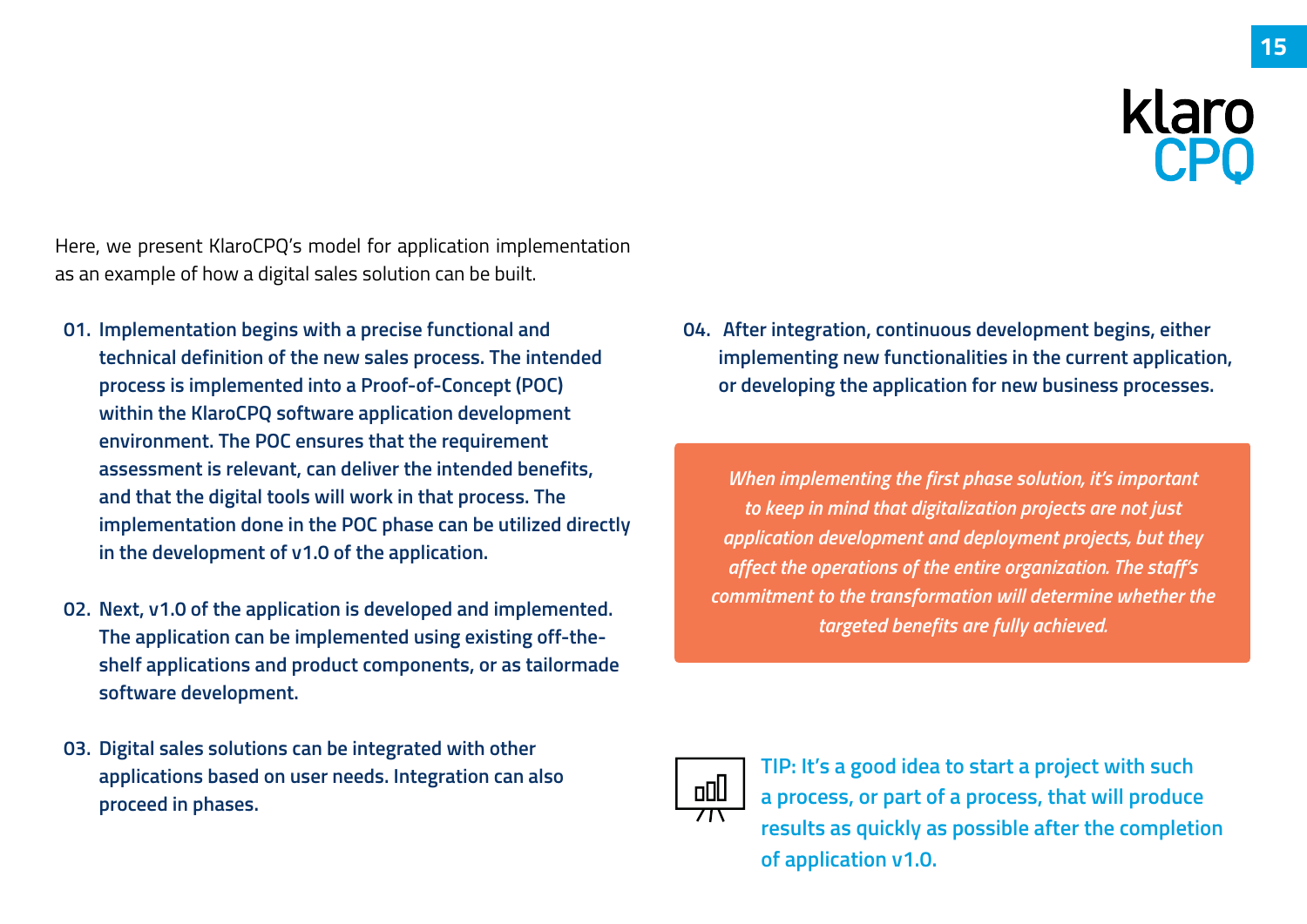Here, we present KlaroCPQ's model for application implementation as an example of how a digital sales solution can be built.

**01. Implementation begins with a precise functional and technical definition of the new sales process. The intended process is implemented into a Proof-of-Concept (POC) within the KlaroCPQ software application development environment. The POC ensures that the requirement assessment is relevant, can deliver the intended benefits, and that the digital tools will work in that process. The implementation done in the POC phase can be utilized directly in the development of v1.0 of the application.**

**02. Next, v1.0 of the application is developed and implemented. The application can be implemented using existing off-the-shelf applications and product components, or as tailormade software development.**

**03. Digital sales solutions can be integrated with other applications based on user needs. Integration can also proceed in phases.**

**04. After integration, continuous development begins, either implementing new functionalities in the current application, or developing the application for new business processes.**

*When implementing the first phase solution, it's important to keep in mind that digitalization projects are not just application development and deployment projects, but they affect the operations of the entire organization. The staff's commitment to the transformation will determine whether the targeted benefits are fully achieved.*

**TIP: It's a good idea to start a project with such a process, or part of a process, that will produce results as quickly as possible after the completion of application v1.0.**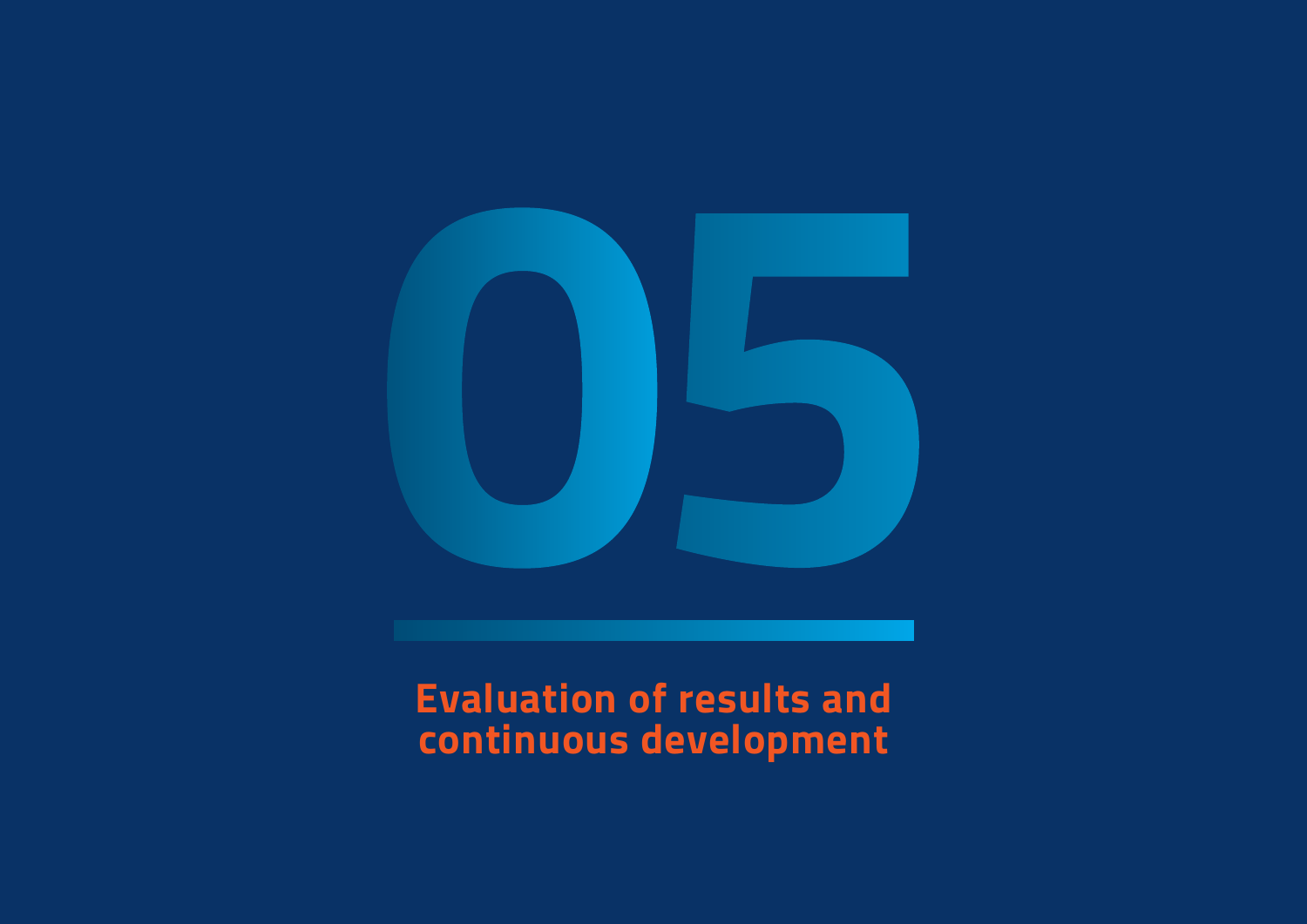# 05

## Evaluation of results and continuous development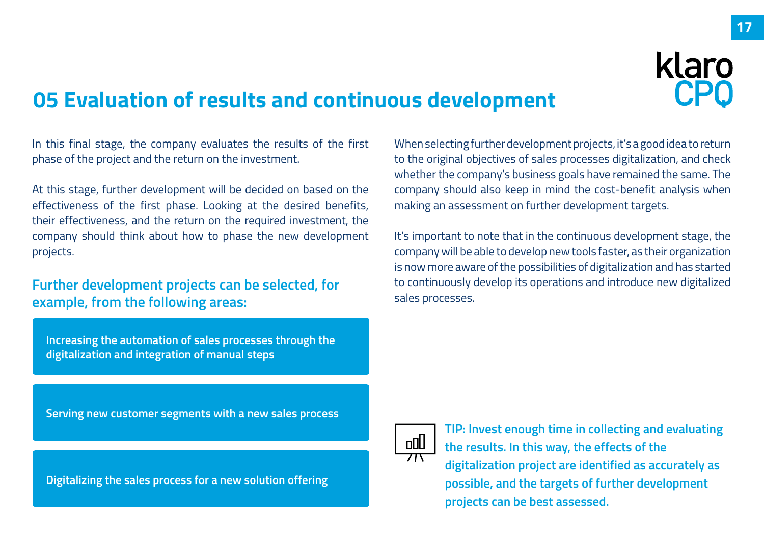# 05 Evaluation of results and continuous development

In this final stage, the company evaluates the results of the first phase of the project and the return on the investment.

At this stage, further development will be decided on based on the effectiveness of the first phase. Looking at the desired benefits, their effectiveness, and the return on the required investment, the company should think about how to phase the new development projects.

## Further development projects can be selected, for example, from the following areas:

- **Increasing the automation of sales processes through the digitalization and integration of manual steps**
- **Serving new customer segments with a new sales process**
- **Digitalizing the sales process for a new solution offering**

When selecting further development projects, it's a good idea to return to the original objectives of sales processes digitalization, and check whether the company's business goals have remained the same. The company should also keep in mind the cost-benefit analysis when making an assessment on further development targets.

It's important to note that in the continuous development stage, the company will be able to develop new tools faster, as their organization is now more aware of the possibilities of digitalization and has started to continuously develop its operations and introduce new digitalized sales processes.

**TIP: Invest enough time in collecting and evaluating the results. In this way, the effects of the digitalization project are identified as accurately as possible, and the targets of further development projects can be best assessed.**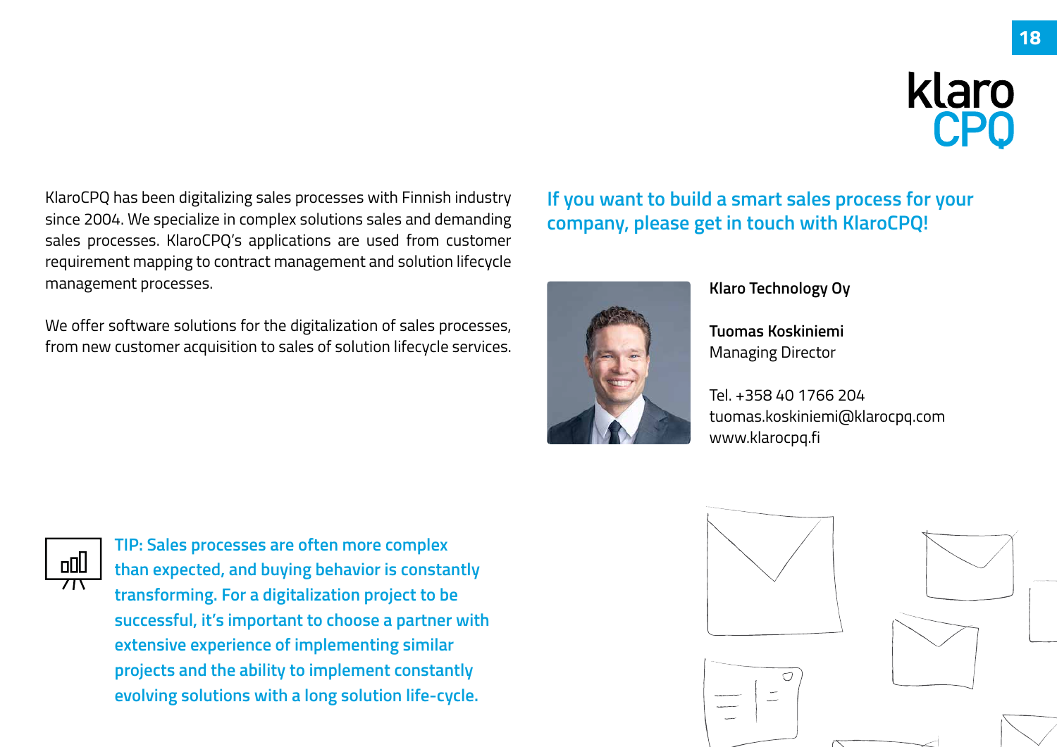KlaroCPQ has been digitalizing sales processes with Finnish industry since 2004. We specialize in complex solutions sales and demanding sales processes. KlaroCPQ's applications are used from customer requirement mapping to contract management and solution lifecycle management processes.

We offer software solutions for the digitalization of sales processes, from new customer acquisition to sales of solution lifecycle services.

**If you want to build a smart sales process for your company, please get in touch with KlaroCPQ!**

**Klaro Technology Oy**

**Tuomas Koskiniemi**
Managing Director

Tel. +358 40 1766 204
tuomas.koskiniemi@klarocpq.com
www.klarocpq.fi

**TIP: Sales processes are often more complex than expected, and buying behavior is constantly transforming. For a digitalization project to be successful, it's important to choose a partner with extensive experience of implementing similar projects and the ability to implement constantly evolving solutions with a long solution life-cycle.**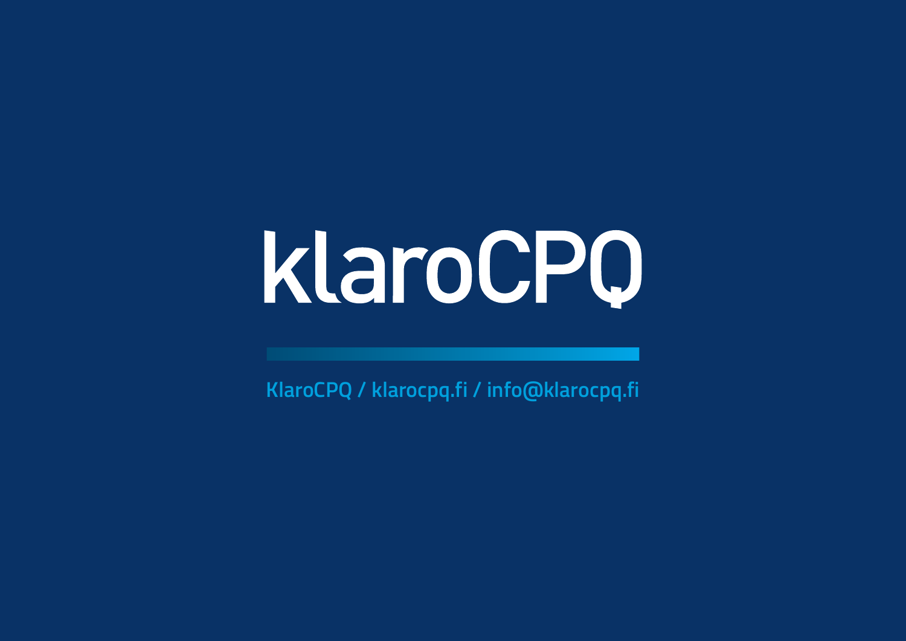# klaroCPQ

KlaroCPQ / klarocpq.fi / info@klarocpq.fi